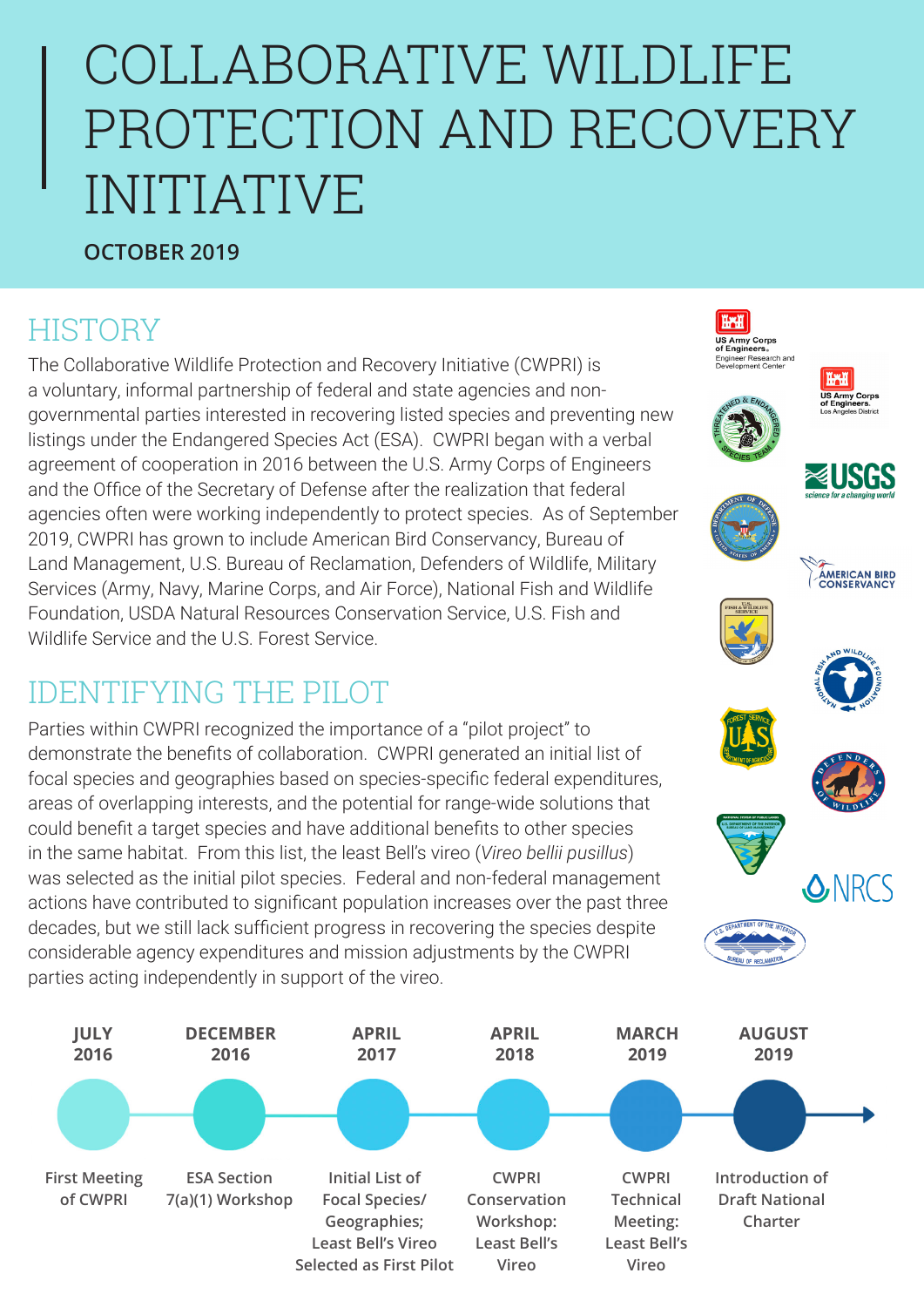# COLLABORATIVE WILDLIFE PROTECTION AND RECOVERY INITIATIVE

**OCTOBER 2019**

## HISTORY

The Collaborative Wildlife Protection and Recovery Initiative (CWPRI) is a voluntary, informal partnership of federal and state agencies and non-governmental parties interested in recovering listed species and preventing new listings under the Endangered Species Act (ESA). CWPRI began with a verbal agreement of cooperation in 2016 between the U.S. Army Corps of Engineers and the Office of the Secretary of Defense after the realization that federal agencies often were working independently to protect species. As of September 2019, CWPRI has grown to include American Bird Conservancy, Bureau of Land Management, U.S. Bureau of Reclamation, Defenders of Wildlife, Military Services (Army, Navy, Marine Corps, and Air Force), National Fish and Wildlife Foundation, USDA Natural Resources Conservation Service, U.S. Fish and Wildlife Service and the U.S. Forest Service.

## IDENTIFYING THE PILOT

Parties within CWPRI recognized the importance of a "pilot project" to demonstrate the benefits of collaboration. CWPRI generated an initial list of focal species and geographies based on species-specific federal expenditures, areas of overlapping interests, and the potential for range-wide solutions that could benefit a target species and have additional benefits to other species in the same habitat. From this list, the least Bell's vireo (*Vireo bellii pusillus*) was selected as the initial pilot species. Federal and non-federal management actions have contributed to significant population increases over the past three decades, but we still lack sufficient progress in recovering the species despite considerable agency expenditures and mission adjustments by the CWPRI parties acting independently in support of the vireo.

| JULY 2016 | DECEMBER 2016 | APRIL 2017 | APRIL 2018 | MARCH 2019 | AUGUST 2019 |
|---|---|---|---|---|---|
| First Meeting of CWPRI | ESA Section 7(a)(1) Workshop | Initial List of Focal Species/ Geographies; Least Bell's Vireo Selected as First Pilot | CWPRI Conservation Workshop: Least Bell's Vireo | CWPRI Technical Meeting: Least Bell's Vireo | Introduction of Draft National Charter |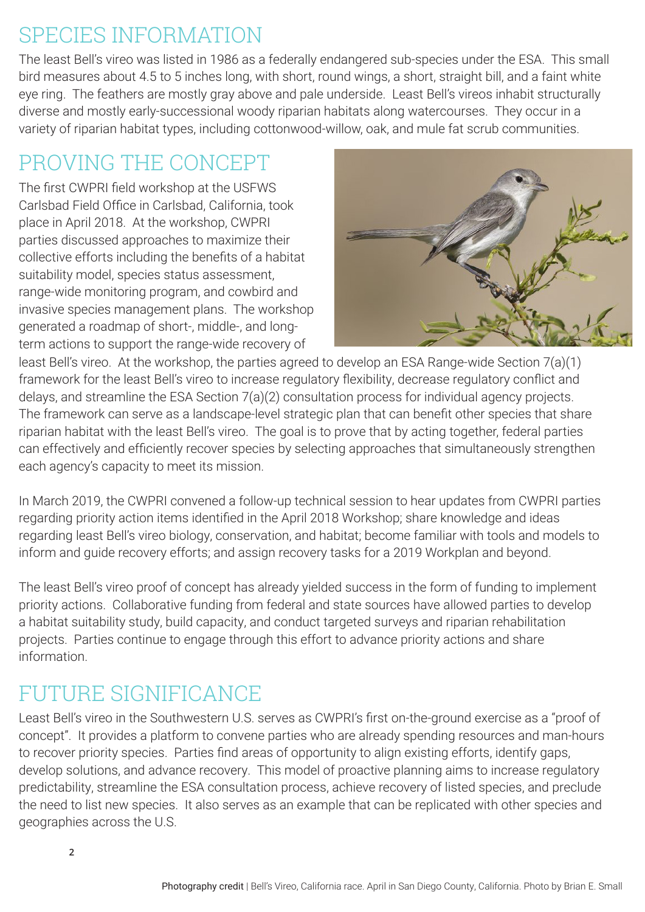## SPECIES INFORMATION

The least Bell's vireo was listed in 1986 as a federally endangered sub-species under the ESA. This small bird measures about 4.5 to 5 inches long, with short, round wings, a short, straight bill, and a faint white eye ring. The feathers are mostly gray above and pale underside. Least Bell's vireos inhabit structurally diverse and mostly early-successional woody riparian habitats along watercourses. They occur in a variety of riparian habitat types, including cottonwood-willow, oak, and mule fat scrub communities.

## PROVING THE CONCEPT

The first CWPRI field workshop at the USFWS Carlsbad Field Office in Carlsbad, California, took place in April 2018. At the workshop, CWPRI parties discussed approaches to maximize their collective efforts including the benefits of a habitat suitability model, species status assessment, range-wide monitoring program, and cowbird and invasive species management plans. The workshop generated a roadmap of short-, middle-, and long-term actions to support the range-wide recovery of least Bell's vireo. At the workshop, the parties agreed to develop an ESA Range-wide Section 7(a)(1) framework for the least Bell's vireo to increase regulatory flexibility, decrease regulatory conflict and delays, and streamline the ESA Section 7(a)(2) consultation process for individual agency projects. The framework can serve as a landscape-level strategic plan that can benefit other species that share riparian habitat with the least Bell's vireo. The goal is to prove that by acting together, federal parties can effectively and efficiently recover species by selecting approaches that simultaneously strengthen each agency's capacity to meet its mission.

In March 2019, the CWPRI convened a follow-up technical session to hear updates from CWPRI parties regarding priority action items identified in the April 2018 Workshop; share knowledge and ideas regarding least Bell's vireo biology, conservation, and habitat; become familiar with tools and models to inform and guide recovery efforts; and assign recovery tasks for a 2019 Workplan and beyond.

The least Bell's vireo proof of concept has already yielded success in the form of funding to implement priority actions. Collaborative funding from federal and state sources have allowed parties to develop a habitat suitability study, build capacity, and conduct targeted surveys and riparian rehabilitation projects. Parties continue to engage through this effort to advance priority actions and share information.

## FUTURE SIGNIFICANCE

Least Bell's vireo in the Southwestern U.S. serves as CWPRI's first on-the-ground exercise as a "proof of concept". It provides a platform to convene parties who are already spending resources and man-hours to recover priority species. Parties find areas of opportunity to align existing efforts, identify gaps, develop solutions, and advance recovery. This model of proactive planning aims to increase regulatory predictability, streamline the ESA consultation process, achieve recovery of listed species, and preclude the need to list new species. It also serves as an example that can be replicated with other species and geographies across the U.S.

Photography credit | Bell's Vireo, California race. April in San Diego County, California. Photo by Brian E. Small